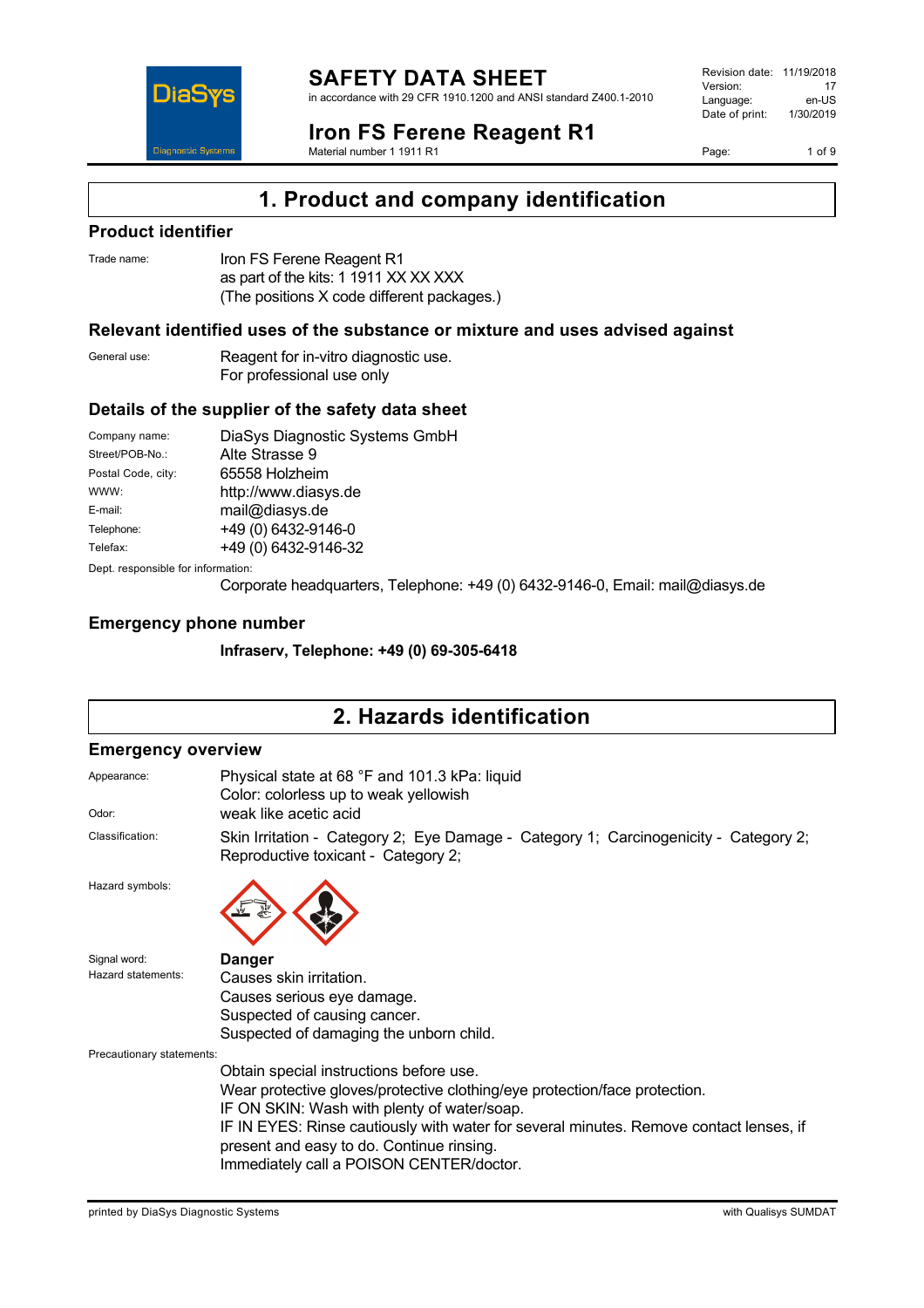# SAFETY DATA SHEET

in accordance with 29 CFR 1910.1200 and ANSI standard Z400.1-2010

Revision date: 11/19/2018
Version: 17
Language: en-US
Date of print: 1/30/2019

## Iron FS Ferene Reagent R1

Material number 1 1911 R1

## 1. Product and company identification

### Product identifier

Trade name: Iron FS Ferene Reagent R1
as part of the kits: 1 1911 XX XX XXX
(The positions X code different packages.)

### Relevant identified uses of the substance or mixture and uses advised against

General use: Reagent for in-vitro diagnostic use.
For professional use only

### Details of the supplier of the safety data sheet

| | |
|---|---|
| Company name: | DiaSys Diagnostic Systems GmbH |
| Street/POB-No.: | Alte Strasse 9 |
| Postal Code, city: | 65558 Holzheim |
| WWW: | http://www.diasys.de |
| E-mail: | mail@diasys.de |
| Telephone: | +49 (0) 6432-9146-0 |
| Telefax: | +49 (0) 6432-9146-32 |

Dept. responsible for information:
Corporate headquarters, Telephone: +49 (0) 6432-9146-0, Email: mail@diasys.de

### Emergency phone number

**Infraserv, Telephone: +49 (0) 69-305-6418**

## 2. Hazards identification

### Emergency overview

Appearance: Physical state at 68 °F and 101.3 kPa: liquid
Color: colorless up to weak yellowish

Odor: weak like acetic acid

Classification: Skin Irritation - Category 2; Eye Damage - Category 1; Carcinogenicity - Category 2; Reproductive toxicant - Category 2;

Hazard symbols:

Signal word: **Danger**

Hazard statements:
Causes skin irritation.
Causes serious eye damage.
Suspected of causing cancer.
Suspected of damaging the unborn child.

Precautionary statements:
Obtain special instructions before use.
Wear protective gloves/protective clothing/eye protection/face protection.
IF ON SKIN: Wash with plenty of water/soap.
IF IN EYES: Rinse cautiously with water for several minutes. Remove contact lenses, if present and easy to do. Continue rinsing.
Immediately call a POISON CENTER/doctor.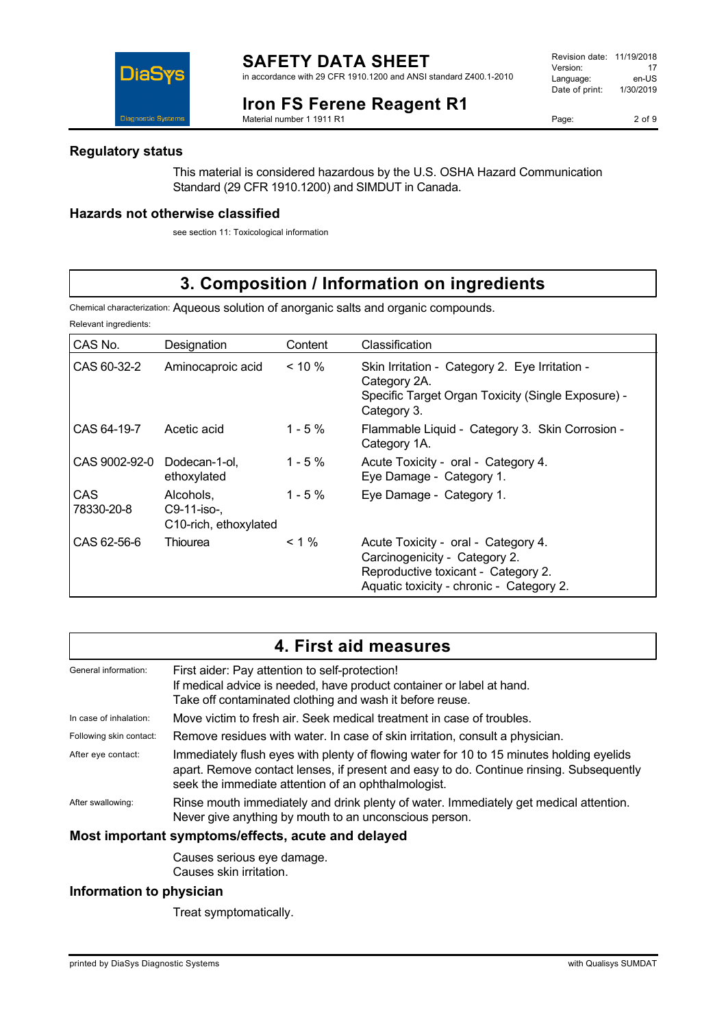## Regulatory status

This material is considered hazardous by the U.S. OSHA Hazard Communication Standard (29 CFR 1910.1200) and SIMDUT in Canada.

## Hazards not otherwise classified

see section 11: Toxicological information

# 3. Composition / Information on ingredients

Chemical characterization: Aqueous solution of anorganic salts and organic compounds.

Relevant ingredients:

| CAS No. | Designation | Content | Classification |
|---|---|---|---|
| CAS 60-32-2 | Aminocaproic acid | < 10 % | Skin Irritation - Category 2. Eye Irritation - Category 2A. Specific Target Organ Toxicity (Single Exposure) - Category 3. |
| CAS 64-19-7 | Acetic acid | 1 - 5 % | Flammable Liquid - Category 3. Skin Corrosion - Category 1A. |
| CAS 9002-92-0 | Dodecan-1-ol, ethoxylated | 1 - 5 % | Acute Toxicity - oral - Category 4. Eye Damage - Category 1. |
| CAS 78330-20-8 | Alcohols, C9-11-iso-, C10-rich, ethoxylated | 1 - 5 % | Eye Damage - Category 1. |
| CAS 62-56-6 | Thiourea | < 1 % | Acute Toxicity - oral - Category 4. Carcinogenicity - Category 2. Reproductive toxicant - Category 2. Aquatic toxicity - chronic - Category 2. |

# 4. First aid measures

General information: First aider: Pay attention to self-protection!
If medical advice is needed, have product container or label at hand.
Take off contaminated clothing and wash it before reuse.

In case of inhalation: Move victim to fresh air. Seek medical treatment in case of troubles.

Following skin contact: Remove residues with water. In case of skin irritation, consult a physician.

After eye contact: Immediately flush eyes with plenty of flowing water for 10 to 15 minutes holding eyelids apart. Remove contact lenses, if present and easy to do. Continue rinsing. Subsequently seek the immediate attention of an ophthalmologist.

After swallowing: Rinse mouth immediately and drink plenty of water. Immediately get medical attention. Never give anything by mouth to an unconscious person.

## Most important symptoms/effects, acute and delayed

Causes serious eye damage.
Causes skin irritation.

## Information to physician

Treat symptomatically.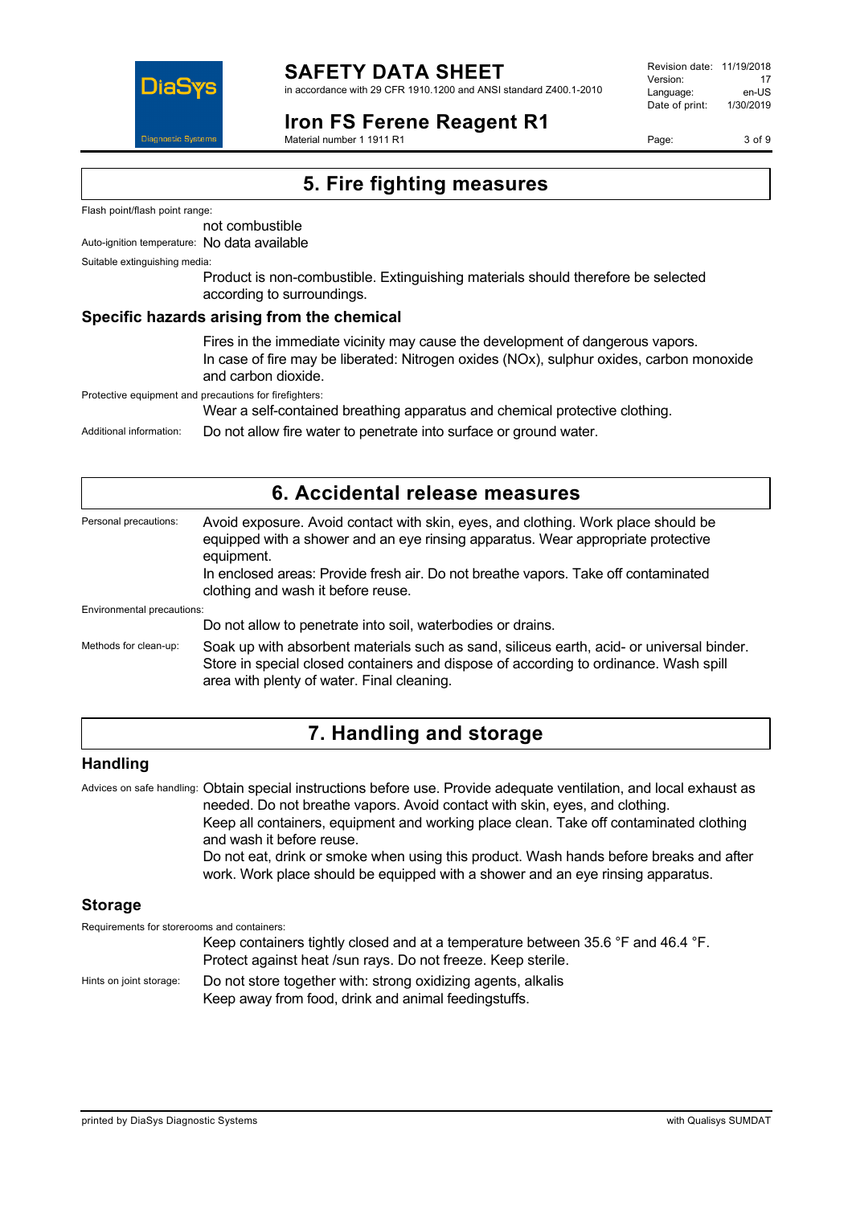## 5. Fire fighting measures

Flash point/flash point range:

not combustible

Auto-ignition temperature: No data available

Suitable extinguishing media:

Product is non-combustible. Extinguishing materials should therefore be selected according to surroundings.

### Specific hazards arising from the chemical

Fires in the immediate vicinity may cause the development of dangerous vapors.
In case of fire may be liberated: Nitrogen oxides (NOx), sulphur oxides, carbon monoxide and carbon dioxide.

Protective equipment and precautions for firefighters:

Wear a self-contained breathing apparatus and chemical protective clothing.

Additional information: Do not allow fire water to penetrate into surface or ground water.

## 6. Accidental release measures

Personal precautions: Avoid exposure. Avoid contact with skin, eyes, and clothing. Work place should be equipped with a shower and an eye rinsing apparatus. Wear appropriate protective equipment.
In enclosed areas: Provide fresh air. Do not breathe vapors. Take off contaminated clothing and wash it before reuse.

Environmental precautions:

Do not allow to penetrate into soil, waterbodies or drains.

Methods for clean-up: Soak up with absorbent materials such as sand, siliceus earth, acid- or universal binder. Store in special closed containers and dispose of according to ordinance. Wash spill area with plenty of water. Final cleaning.

## 7. Handling and storage

### Handling

Advices on safe handling: Obtain special instructions before use. Provide adequate ventilation, and local exhaust as needed. Do not breathe vapors. Avoid contact with skin, eyes, and clothing.
Keep all containers, equipment and working place clean. Take off contaminated clothing and wash it before reuse.
Do not eat, drink or smoke when using this product. Wash hands before breaks and after work. Work place should be equipped with a shower and an eye rinsing apparatus.

### Storage

Requirements for storerooms and containers:

Keep containers tightly closed and at a temperature between 35.6 °F and 46.4 °F.
Protect against heat /sun rays. Do not freeze. Keep sterile.

Hints on joint storage: Do not store together with: strong oxidizing agents, alkalis
Keep away from food, drink and animal feedingstuffs.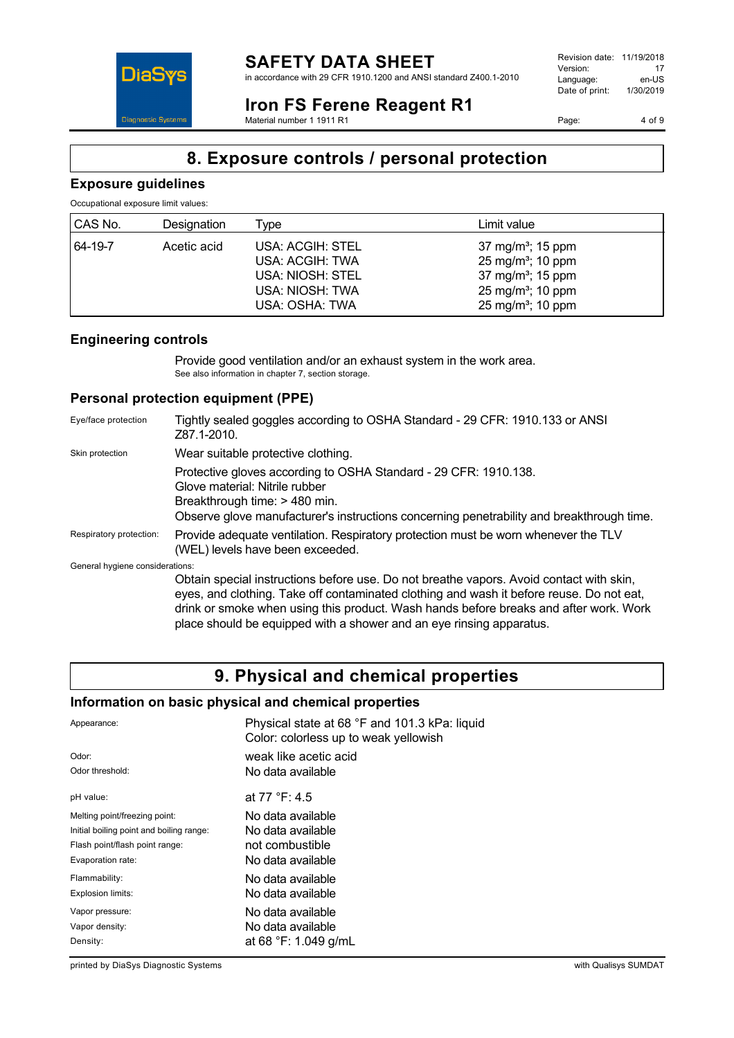## 8. Exposure controls / personal protection

### Exposure guidelines

Occupational exposure limit values:

| CAS No. | Designation | Type | Limit value |
|---|---|---|---|
| 64-19-7 | Acetic acid | USA: ACGIH: STEL<br>USA: ACGIH: TWA<br>USA: NIOSH: STEL<br>USA: NIOSH: TWA<br>USA: OSHA: TWA | 37 mg/m³; 15 ppm<br>25 mg/m³; 10 ppm<br>37 mg/m³; 15 ppm<br>25 mg/m³; 10 ppm<br>25 mg/m³; 10 ppm |

### Engineering controls

Provide good ventilation and/or an exhaust system in the work area.
See also information in chapter 7, section storage.

### Personal protection equipment (PPE)

Eye/face protection: Tightly sealed goggles according to OSHA Standard - 29 CFR: 1910.133 or ANSI Z87.1-2010.

Skin protection: Wear suitable protective clothing.

Protective gloves according to OSHA Standard - 29 CFR: 1910.138.
Glove material: Nitrile rubber
Breakthrough time: > 480 min.
Observe glove manufacturer's instructions concerning penetrability and breakthrough time.

Respiratory protection: Provide adequate ventilation. Respiratory protection must be worn whenever the TLV (WEL) levels have been exceeded.

General hygiene considerations:

Obtain special instructions before use. Do not breathe vapors. Avoid contact with skin, eyes, and clothing. Take off contaminated clothing and wash it before reuse. Do not eat, drink or smoke when using this product. Wash hands before breaks and after work. Work place should be equipped with a shower and an eye rinsing apparatus.

## 9. Physical and chemical properties

### Information on basic physical and chemical properties

| | |
|---|---|
| Appearance: | Physical state at 68 °F and 101.3 kPa: liquid<br>Color: colorless up to weak yellowish |
| Odor: | weak like acetic acid |
| Odor threshold: | No data available |
| pH value: | at 77 °F: 4.5 |
| Melting point/freezing point: | No data available |
| Initial boiling point and boiling range: | No data available |
| Flash point/flash point range: | not combustible |
| Evaporation rate: | No data available |
| Flammability: | No data available |
| Explosion limits: | No data available |
| Vapor pressure: | No data available |
| Vapor density: | No data available |
| Density: | at 68 °F: 1.049 g/mL |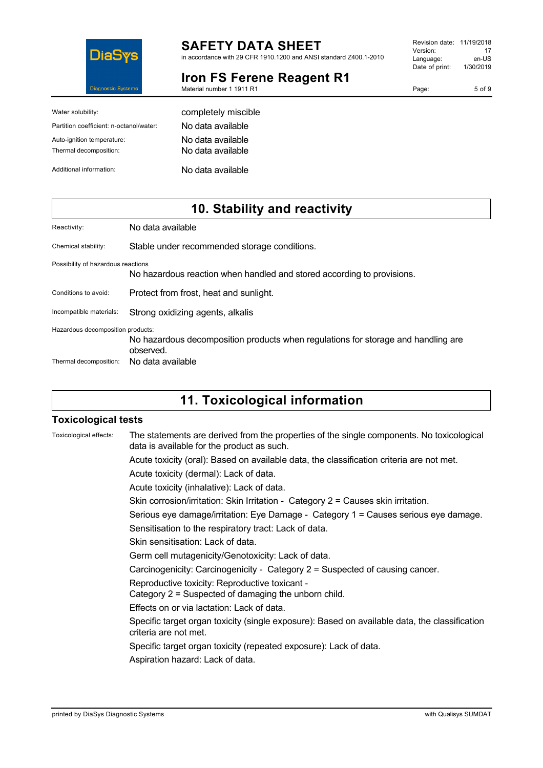| | |
|---|---|
| Water solubility: | completely miscible |
| Partition coefficient: n-octanol/water: | No data available |
| Auto-ignition temperature: | No data available |
| Thermal decomposition: | No data available |
| Additional information: | No data available |

## 10. Stability and reactivity

Reactivity: No data available

Chemical stability: Stable under recommended storage conditions.

Possibility of hazardous reactions

No hazardous reaction when handled and stored according to provisions.

Conditions to avoid: Protect from frost, heat and sunlight.

Incompatible materials: Strong oxidizing agents, alkalis

Hazardous decomposition products:

No hazardous decomposition products when regulations for storage and handling are observed.

Thermal decomposition: No data available

## 11. Toxicological information

### Toxicological tests

Toxicological effects: The statements are derived from the properties of the single components. No toxicological data is available for the product as such.

Acute toxicity (oral): Based on available data, the classification criteria are not met.

Acute toxicity (dermal): Lack of data.

Acute toxicity (inhalative): Lack of data.

Skin corrosion/irritation: Skin Irritation - Category 2 = Causes skin irritation.

Serious eye damage/irritation: Eye Damage - Category 1 = Causes serious eye damage.

Sensitisation to the respiratory tract: Lack of data.

Skin sensitisation: Lack of data.

Germ cell mutagenicity/Genotoxicity: Lack of data.

Carcinogenicity: Carcinogenicity - Category 2 = Suspected of causing cancer.

Reproductive toxicity: Reproductive toxicant -
Category 2 = Suspected of damaging the unborn child.

Effects on or via lactation: Lack of data.

Specific target organ toxicity (single exposure): Based on available data, the classification criteria are not met.

Specific target organ toxicity (repeated exposure): Lack of data.

Aspiration hazard: Lack of data.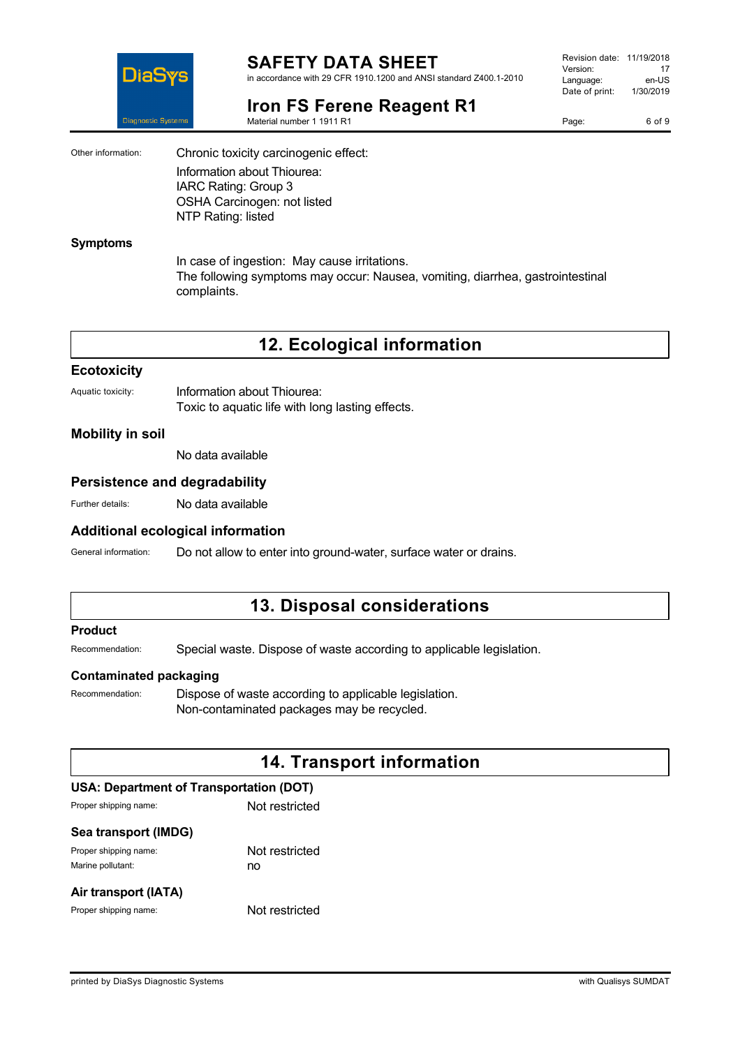Other information: Chronic toxicity carcinogenic effect:

Information about Thiourea:
IARC Rating: Group 3
OSHA Carcinogen: not listed
NTP Rating: listed

### Symptoms

In case of ingestion: May cause irritations.
The following symptoms may occur: Nausea, vomiting, diarrhea, gastrointestinal complaints.

## 12. Ecological information

### Ecotoxicity

Aquatic toxicity: Information about Thiourea:
Toxic to aquatic life with long lasting effects.

### Mobility in soil

No data available

### Persistence and degradability

Further details: No data available

### Additional ecological information

General information: Do not allow to enter into ground-water, surface water or drains.

## 13. Disposal considerations

### Product

Recommendation: Special waste. Dispose of waste according to applicable legislation.

### Contaminated packaging

Recommendation: Dispose of waste according to applicable legislation.
Non-contaminated packages may be recycled.

## 14. Transport information

### USA: Department of Transportation (DOT)

Proper shipping name: Not restricted

### Sea transport (IMDG)

Proper shipping name: Not restricted
Marine pollutant: no

### Air transport (IATA)

Proper shipping name: Not restricted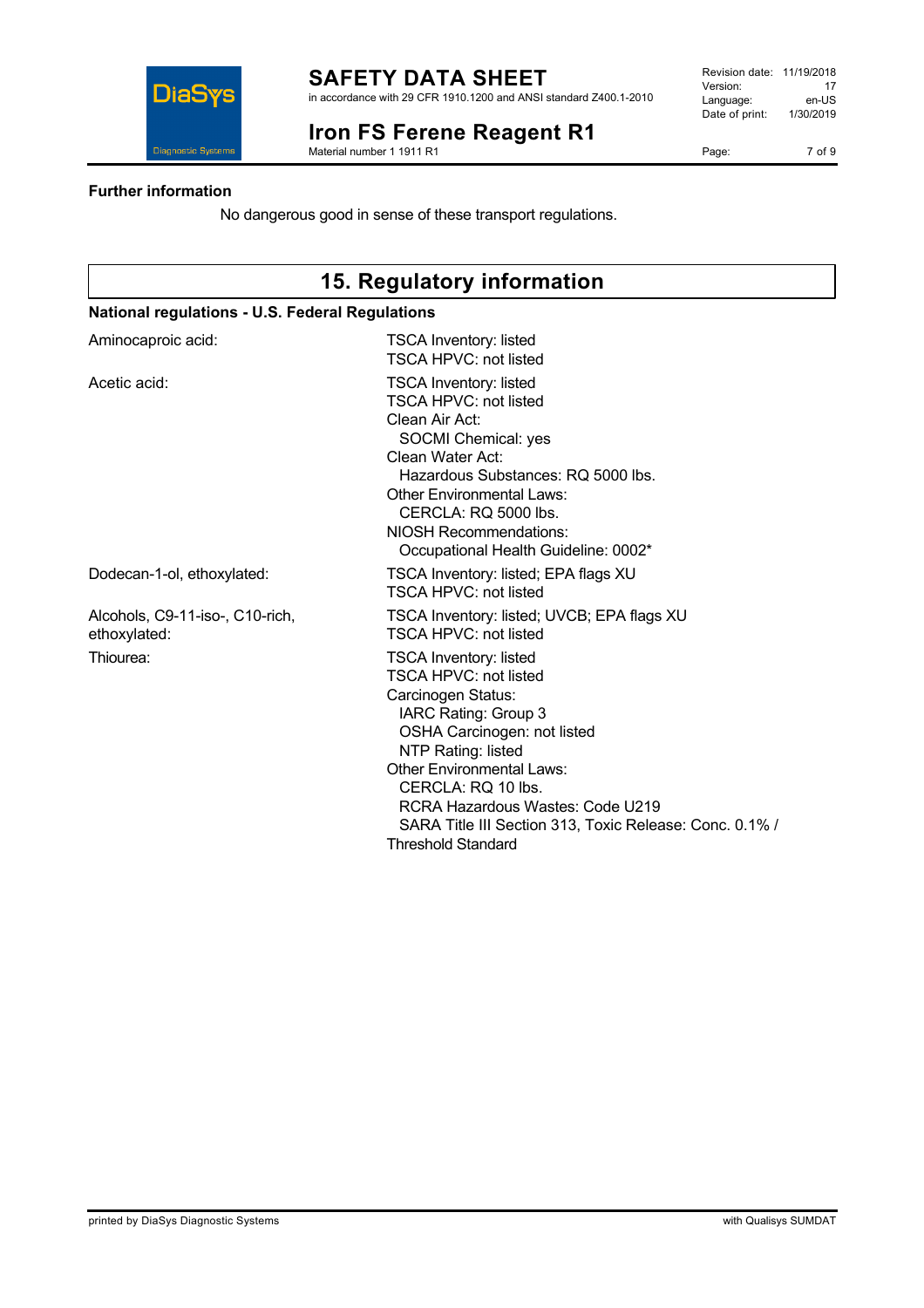**Further information**

No dangerous good in sense of these transport regulations.

## 15. Regulatory information

**National regulations - U.S. Federal Regulations**

Aminocaproic acid:
TSCA Inventory: listed
TSCA HPVC: not listed

Acetic acid:
TSCA Inventory: listed
TSCA HPVC: not listed
Clean Air Act:
  SOCMI Chemical: yes
Clean Water Act:
  Hazardous Substances: RQ 5000 lbs.
Other Environmental Laws:
  CERCLA: RQ 5000 lbs.
NIOSH Recommendations:
  Occupational Health Guideline: 0002*

Dodecan-1-ol, ethoxylated:
TSCA Inventory: listed; EPA flags XU
TSCA HPVC: not listed

Alcohols, C9-11-iso-, C10-rich, ethoxylated:
TSCA Inventory: listed; UVCB; EPA flags XU
TSCA HPVC: not listed

Thiourea:
TSCA Inventory: listed
TSCA HPVC: not listed
Carcinogen Status:
  IARC Rating: Group 3
  OSHA Carcinogen: not listed
  NTP Rating: listed
Other Environmental Laws:
  CERCLA: RQ 10 lbs.
  RCRA Hazardous Wastes: Code U219
  SARA Title III Section 313, Toxic Release: Conc. 0.1% / Threshold Standard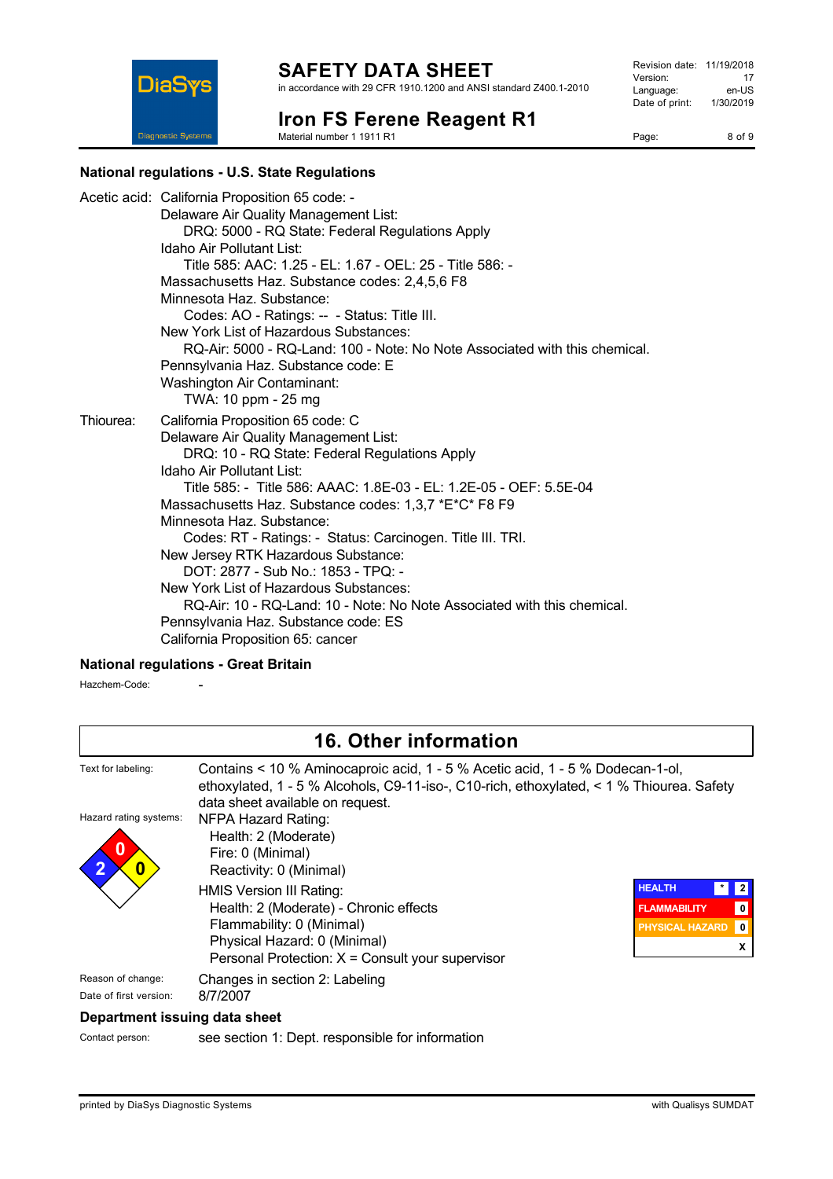### National regulations - U.S. State Regulations

Acetic acid: California Proposition 65 code: -
Delaware Air Quality Management List:
DRQ: 5000 - RQ State: Federal Regulations Apply
Idaho Air Pollutant List:
Title 585: AAC: 1.25 - EL: 1.67 - OEL: 25 - Title 586: -
Massachusetts Haz. Substance codes: 2,4,5,6 F8
Minnesota Haz. Substance:
Codes: AO - Ratings: -- - Status: Title III.
New York List of Hazardous Substances:
RQ-Air: 5000 - RQ-Land: 100 - Note: No Note Associated with this chemical.
Pennsylvania Haz. Substance code: E
Washington Air Contaminant:
TWA: 10 ppm - 25 mg

Thiourea: California Proposition 65 code: C
Delaware Air Quality Management List:
DRQ: 10 - RQ State: Federal Regulations Apply
Idaho Air Pollutant List:
Title 585: - Title 586: AAAC: 1.8E-03 - EL: 1.2E-05 - OEF: 5.5E-04
Massachusetts Haz. Substance codes: 1,3,7 *E*C* F8 F9
Minnesota Haz. Substance:
Codes: RT - Ratings: - Status: Carcinogen. Title III. TRI.
New Jersey RTK Hazardous Substance:
DOT: 2877 - Sub No.: 1853 - TPQ: -
New York List of Hazardous Substances:
RQ-Air: 10 - RQ-Land: 10 - Note: No Note Associated with this chemical.
Pennsylvania Haz. Substance code: ES
California Proposition 65: cancer

### National regulations - Great Britain

Hazchem-Code: -

## 16. Other information

Text for labeling: Contains < 10 % Aminocaproic acid, 1 - 5 % Acetic acid, 1 - 5 % Dodecan-1-ol, ethoxylated, 1 - 5 % Alcohols, C9-11-iso-, C10-rich, ethoxylated, < 1 % Thiourea. Safety data sheet available on request.

Hazard rating systems: NFPA Hazard Rating:
Health: 2 (Moderate)
Fire: 0 (Minimal)
Reactivity: 0 (Minimal)

HMIS Version III Rating:
Health: 2 (Moderate) - Chronic effects
Flammability: 0 (Minimal)
Physical Hazard: 0 (Minimal)
Personal Protection: X = Consult your supervisor

| HEALTH | * | 2 |
|---|---|---|
| FLAMMABILITY | | 0 |
| PHYSICAL HAZARD | | 0 |
| | | X |

Reason of change: Changes in section 2: Labeling

Date of first version: 8/7/2007

### Department issuing data sheet

Contact person: see section 1: Dept. responsible for information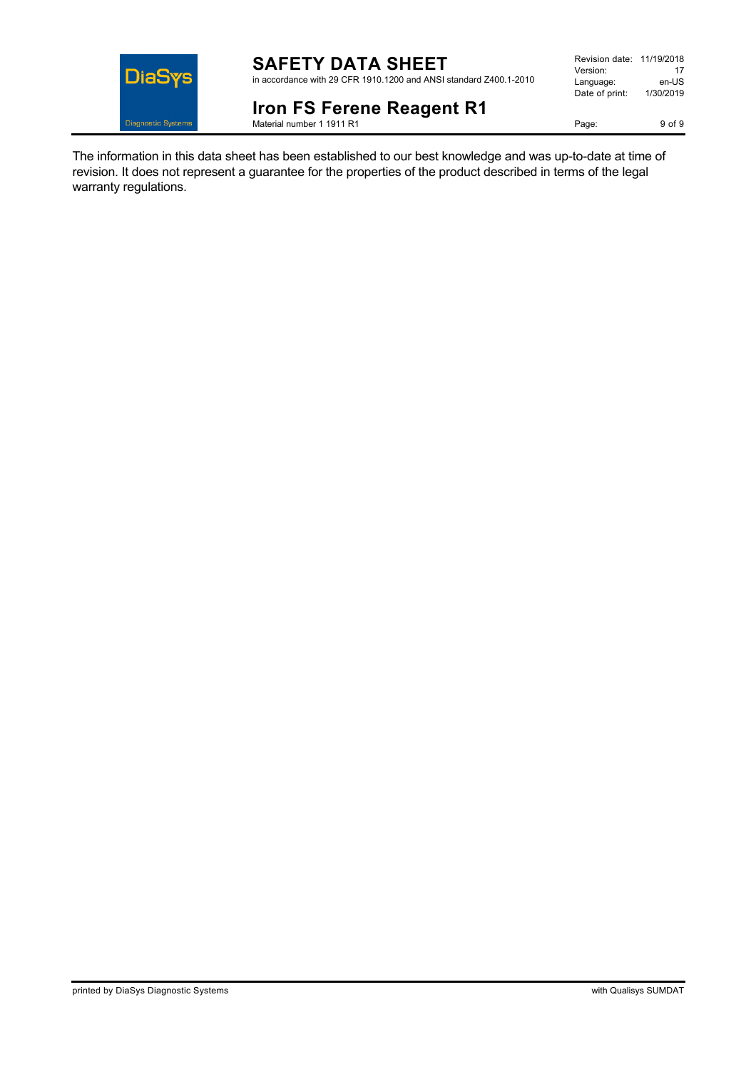The information in this data sheet has been established to our best knowledge and was up-to-date at time of revision. It does not represent a guarantee for the properties of the product described in terms of the legal warranty regulations.